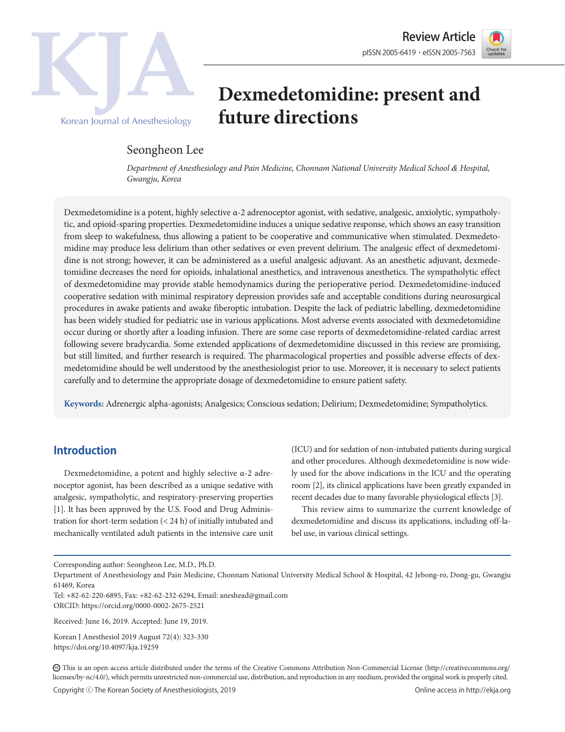Review Article

# Dexmedetomidine: present and future directions

Seongheon Lee

*Department of Anesthesiology and Pain Medicine, Chonnam National University Medical School & Hospital, Gwangju, Korea*

Dexmedetomidine is a potent, highly selective α-2 adrenoceptor agonist, with sedative, analgesic, anxiolytic, sympatholytic, and opioid-sparing properties. Dexmedetomidine induces a unique sedative response, which shows an easy transition from sleep to wakefulness, thus allowing a patient to be cooperative and communicative when stimulated. Dexmedetomidine may produce less delirium than other sedatives or even prevent delirium. The analgesic effect of dexmedetomidine is not strong; however, it can be administered as a useful analgesic adjuvant. As an anesthetic adjuvant, dexmedetomidine decreases the need for opioids, inhalational anesthetics, and intravenous anesthetics. The sympatholytic effect of dexmedetomidine may provide stable hemodynamics during the perioperative period. Dexmedetomidine-induced cooperative sedation with minimal respiratory depression provides safe and acceptable conditions during neurosurgical procedures in awake patients and awake fiberoptic intubation. Despite the lack of pediatric labelling, dexmedetomidine has been widely studied for pediatric use in various applications. Most adverse events associated with dexmedetomidine occur during or shortly after a loading infusion. There are some case reports of dexmedetomidine-related cardiac arrest following severe bradycardia. Some extended applications of dexmedetomidine discussed in this review are promising, but still limited, and further research is required. The pharmacological properties and possible adverse effects of dexmedetomidine should be well understood by the anesthesiologist prior to use. Moreover, it is necessary to select patients carefully and to determine the appropriate dosage of dexmedetomidine to ensure patient safety.

**Keywords:** Adrenergic alpha-agonists; Analgesics; Conscious sedation; Delirium; Dexmedetomidine; Sympatholytics.

## Introduction

Dexmedetomidine, a potent and highly selective α-2 adrenoceptor agonist, has been described as a unique sedative with analgesic, sympatholytic, and respiratory-preserving properties [1]. It has been approved by the U.S. Food and Drug Administration for short-term sedation (< 24 h) of initially intubated and mechanically ventilated adult patients in the intensive care unit (ICU) and for sedation of non-intubated patients during surgical and other procedures. Although dexmedetomidine is now widely used for the above indications in the ICU and the operating room [2], its clinical applications have been greatly expanded in recent decades due to many favorable physiological effects [3].

This review aims to summarize the current knowledge of dexmedetomidine and discuss its applications, including off-label use, in various clinical settings.

Corresponding author: Seongheon Lee, M.D., Ph.D.
Department of Anesthesiology and Pain Medicine, Chonnam National University Medical School & Hospital, 42 Jebong-ro, Dong-gu, Gwangju 61469, Korea
Tel: +82-62-220-6895, Fax: +82-62-232-6294, Email: aneshead@gmail.com
ORCID: https://orcid.org/0000-0002-2675-2521

Received: June 16, 2019. Accepted: June 19, 2019.

Korean J Anesthesiol 2019 August 72(4): 323-330
https://doi.org/10.4097/kja.19259

This is an open-access article distributed under the terms of the Creative Commons Attribution Non-Commercial License (http://creativecommons.org/licenses/by-nc/4.0/), which permits unrestricted non-commercial use, distribution, and reproduction in any medium, provided the original work is properly cited.

Copyright ⓒ The Korean Society of Anesthesiologists, 2019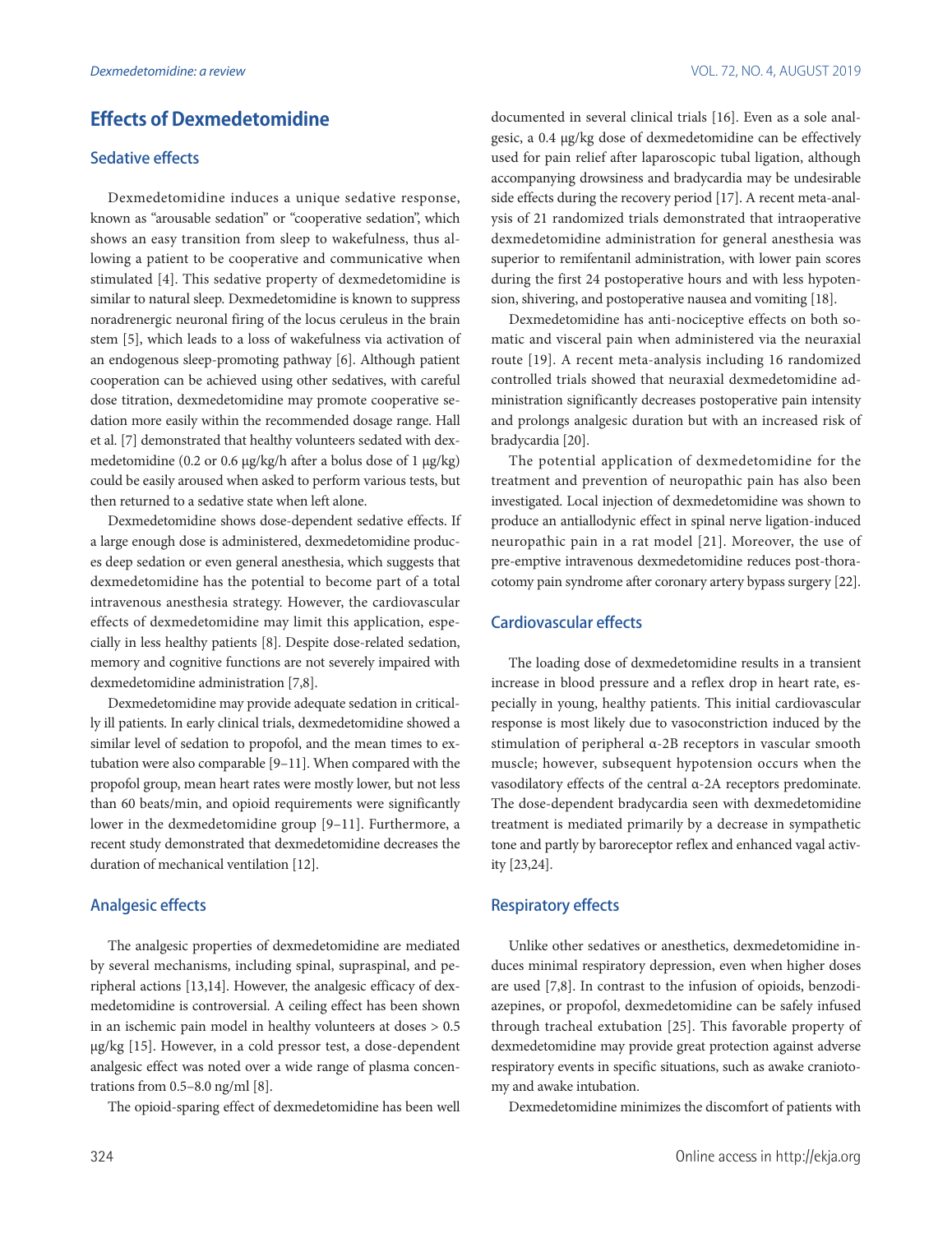## Effects of Dexmedetomidine

### Sedative effects

Dexmedetomidine induces a unique sedative response, known as "arousable sedation" or "cooperative sedation", which shows an easy transition from sleep to wakefulness, thus allowing a patient to be cooperative and communicative when stimulated [4]. This sedative property of dexmedetomidine is similar to natural sleep. Dexmedetomidine is known to suppress noradrenergic neuronal firing of the locus ceruleus in the brain stem [5], which leads to a loss of wakefulness via activation of an endogenous sleep-promoting pathway [6]. Although patient cooperation can be achieved using other sedatives, with careful dose titration, dexmedetomidine may promote cooperative sedation more easily within the recommended dosage range. Hall et al. [7] demonstrated that healthy volunteers sedated with dexmedetomidine (0.2 or 0.6 μg/kg/h after a bolus dose of 1 μg/kg) could be easily aroused when asked to perform various tests, but then returned to a sedative state when left alone.

Dexmedetomidine shows dose-dependent sedative effects. If a large enough dose is administered, dexmedetomidine produces deep sedation or even general anesthesia, which suggests that dexmedetomidine has the potential to become part of a total intravenous anesthesia strategy. However, the cardiovascular effects of dexmedetomidine may limit this application, especially in less healthy patients [8]. Despite dose-related sedation, memory and cognitive functions are not severely impaired with dexmedetomidine administration [7,8].

Dexmedetomidine may provide adequate sedation in critically ill patients. In early clinical trials, dexmedetomidine showed a similar level of sedation to propofol, and the mean times to extubation were also comparable [9–11]. When compared with the propofol group, mean heart rates were mostly lower, but not less than 60 beats/min, and opioid requirements were significantly lower in the dexmedetomidine group [9–11]. Furthermore, a recent study demonstrated that dexmedetomidine decreases the duration of mechanical ventilation [12].

### Analgesic effects

The analgesic properties of dexmedetomidine are mediated by several mechanisms, including spinal, supraspinal, and peripheral actions [13,14]. However, the analgesic efficacy of dexmedetomidine is controversial. A ceiling effect has been shown in an ischemic pain model in healthy volunteers at doses > 0.5 μg/kg [15]. However, in a cold pressor test, a dose-dependent analgesic effect was noted over a wide range of plasma concentrations from 0.5–8.0 ng/ml [8].

The opioid-sparing effect of dexmedetomidine has been well documented in several clinical trials [16]. Even as a sole analgesic, a 0.4 μg/kg dose of dexmedetomidine can be effectively used for pain relief after laparoscopic tubal ligation, although accompanying drowsiness and bradycardia may be undesirable side effects during the recovery period [17]. A recent meta-analysis of 21 randomized trials demonstrated that intraoperative dexmedetomidine administration for general anesthesia was superior to remifentanil administration, with lower pain scores during the first 24 postoperative hours and with less hypotension, shivering, and postoperative nausea and vomiting [18].

Dexmedetomidine has anti-nociceptive effects on both somatic and visceral pain when administered via the neuraxial route [19]. A recent meta-analysis including 16 randomized controlled trials showed that neuraxial dexmedetomidine administration significantly decreases postoperative pain intensity and prolongs analgesic duration but with an increased risk of bradycardia [20].

The potential application of dexmedetomidine for the treatment and prevention of neuropathic pain has also been investigated. Local injection of dexmedetomidine was shown to produce an antiallodynic effect in spinal nerve ligation-induced neuropathic pain in a rat model [21]. Moreover, the use of pre-emptive intravenous dexmedetomidine reduces post-thoracotomy pain syndrome after coronary artery bypass surgery [22].

### Cardiovascular effects

The loading dose of dexmedetomidine results in a transient increase in blood pressure and a reflex drop in heart rate, especially in young, healthy patients. This initial cardiovascular response is most likely due to vasoconstriction induced by the stimulation of peripheral α-2B receptors in vascular smooth muscle; however, subsequent hypotension occurs when the vasodilatory effects of the central α-2A receptors predominate. The dose-dependent bradycardia seen with dexmedetomidine treatment is mediated primarily by a decrease in sympathetic tone and partly by baroreceptor reflex and enhanced vagal activity [23,24].

### Respiratory effects

Unlike other sedatives or anesthetics, dexmedetomidine induces minimal respiratory depression, even when higher doses are used [7,8]. In contrast to the infusion of opioids, benzodiazepines, or propofol, dexmedetomidine can be safely infused through tracheal extubation [25]. This favorable property of dexmedetomidine may provide great protection against adverse respiratory events in specific situations, such as awake craniotomy and awake intubation.

Dexmedetomidine minimizes the discomfort of patients with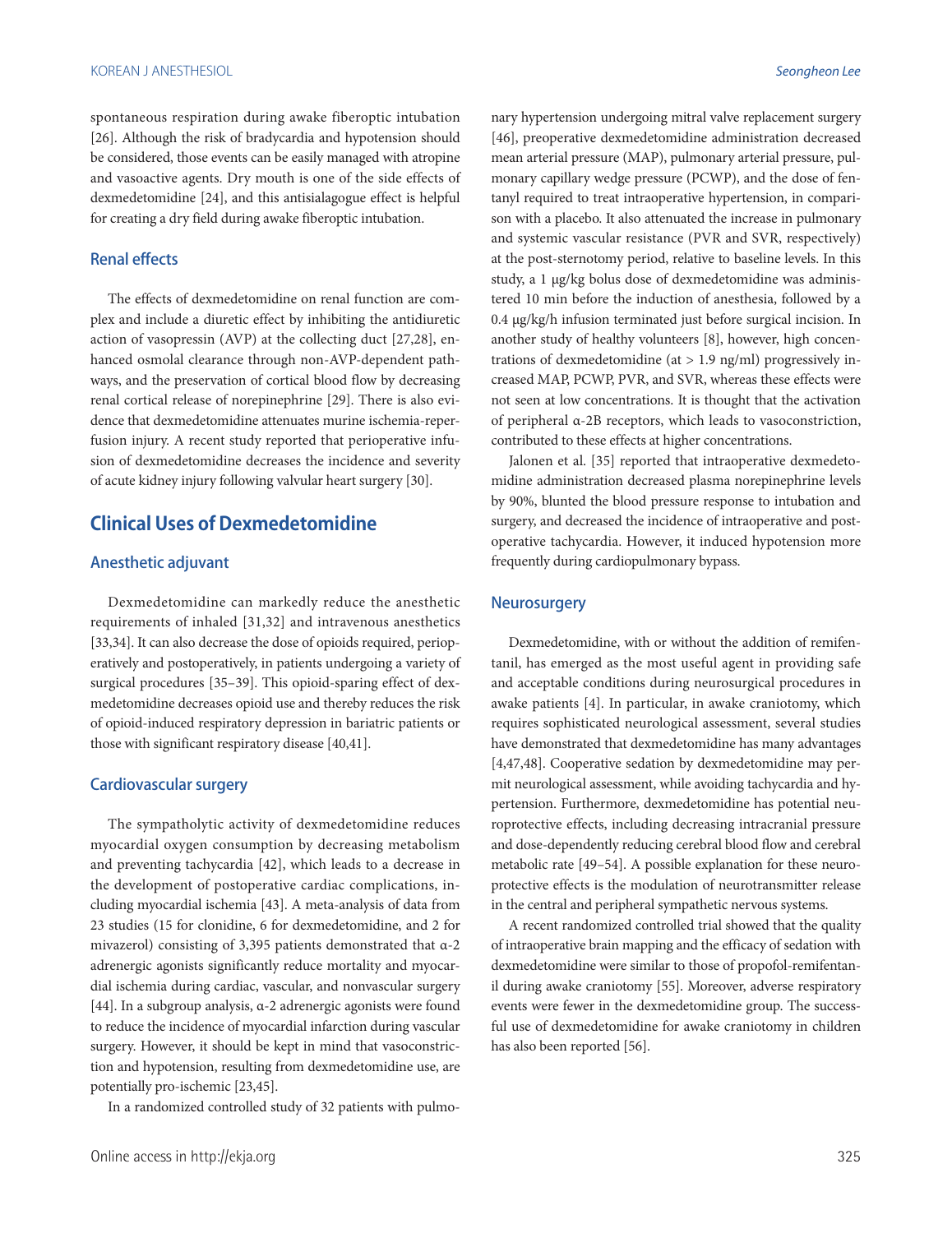spontaneous respiration during awake fiberoptic intubation [26]. Although the risk of bradycardia and hypotension should be considered, those events can be easily managed with atropine and vasoactive agents. Dry mouth is one of the side effects of dexmedetomidine [24], and this antisialagogue effect is helpful for creating a dry field during awake fiberoptic intubation.

### Renal effects

The effects of dexmedetomidine on renal function are complex and include a diuretic effect by inhibiting the antidiuretic action of vasopressin (AVP) at the collecting duct [27,28], enhanced osmolal clearance through non-AVP-dependent pathways, and the preservation of cortical blood flow by decreasing renal cortical release of norepinephrine [29]. There is also evidence that dexmedetomidine attenuates murine ischemia-reperfusion injury. A recent study reported that perioperative infusion of dexmedetomidine decreases the incidence and severity of acute kidney injury following valvular heart surgery [30].

## Clinical Uses of Dexmedetomidine

### Anesthetic adjuvant

Dexmedetomidine can markedly reduce the anesthetic requirements of inhaled [31,32] and intravenous anesthetics [33,34]. It can also decrease the dose of opioids required, perioperatively and postoperatively, in patients undergoing a variety of surgical procedures [35–39]. This opioid-sparing effect of dexmedetomidine decreases opioid use and thereby reduces the risk of opioid-induced respiratory depression in bariatric patients or those with significant respiratory disease [40,41].

### Cardiovascular surgery

The sympatholytic activity of dexmedetomidine reduces myocardial oxygen consumption by decreasing metabolism and preventing tachycardia [42], which leads to a decrease in the development of postoperative cardiac complications, including myocardial ischemia [43]. A meta-analysis of data from 23 studies (15 for clonidine, 6 for dexmedetomidine, and 2 for mivazerol) consisting of 3,395 patients demonstrated that α-2 adrenergic agonists significantly reduce mortality and myocardial ischemia during cardiac, vascular, and nonvascular surgery [44]. In a subgroup analysis, α-2 adrenergic agonists were found to reduce the incidence of myocardial infarction during vascular surgery. However, it should be kept in mind that vasoconstriction and hypotension, resulting from dexmedetomidine use, are potentially pro-ischemic [23,45].

In a randomized controlled study of 32 patients with pulmonary hypertension undergoing mitral valve replacement surgery [46], preoperative dexmedetomidine administration decreased mean arterial pressure (MAP), pulmonary arterial pressure, pulmonary capillary wedge pressure (PCWP), and the dose of fentanyl required to treat intraoperative hypertension, in comparison with a placebo. It also attenuated the increase in pulmonary and systemic vascular resistance (PVR and SVR, respectively) at the post-sternotomy period, relative to baseline levels. In this study, a 1 μg/kg bolus dose of dexmedetomidine was administered 10 min before the induction of anesthesia, followed by a 0.4 μg/kg/h infusion terminated just before surgical incision. In another study of healthy volunteers [8], however, high concentrations of dexmedetomidine (at > 1.9 ng/ml) progressively increased MAP, PCWP, PVR, and SVR, whereas these effects were not seen at low concentrations. It is thought that the activation of peripheral α-2B receptors, which leads to vasoconstriction, contributed to these effects at higher concentrations.

Jalonen et al. [35] reported that intraoperative dexmedetomidine administration decreased plasma norepinephrine levels by 90%, blunted the blood pressure response to intubation and surgery, and decreased the incidence of intraoperative and postoperative tachycardia. However, it induced hypotension more frequently during cardiopulmonary bypass.

### Neurosurgery

Dexmedetomidine, with or without the addition of remifentanil, has emerged as the most useful agent in providing safe and acceptable conditions during neurosurgical procedures in awake patients [4]. In particular, in awake craniotomy, which requires sophisticated neurological assessment, several studies have demonstrated that dexmedetomidine has many advantages [4,47,48]. Cooperative sedation by dexmedetomidine may permit neurological assessment, while avoiding tachycardia and hypertension. Furthermore, dexmedetomidine has potential neuroprotective effects, including decreasing intracranial pressure and dose-dependently reducing cerebral blood flow and cerebral metabolic rate [49–54]. A possible explanation for these neuroprotective effects is the modulation of neurotransmitter release in the central and peripheral sympathetic nervous systems.

A recent randomized controlled trial showed that the quality of intraoperative brain mapping and the efficacy of sedation with dexmedetomidine were similar to those of propofol-remifentanil during awake craniotomy [55]. Moreover, adverse respiratory events were fewer in the dexmedetomidine group. The successful use of dexmedetomidine for awake craniotomy in children has also been reported [56].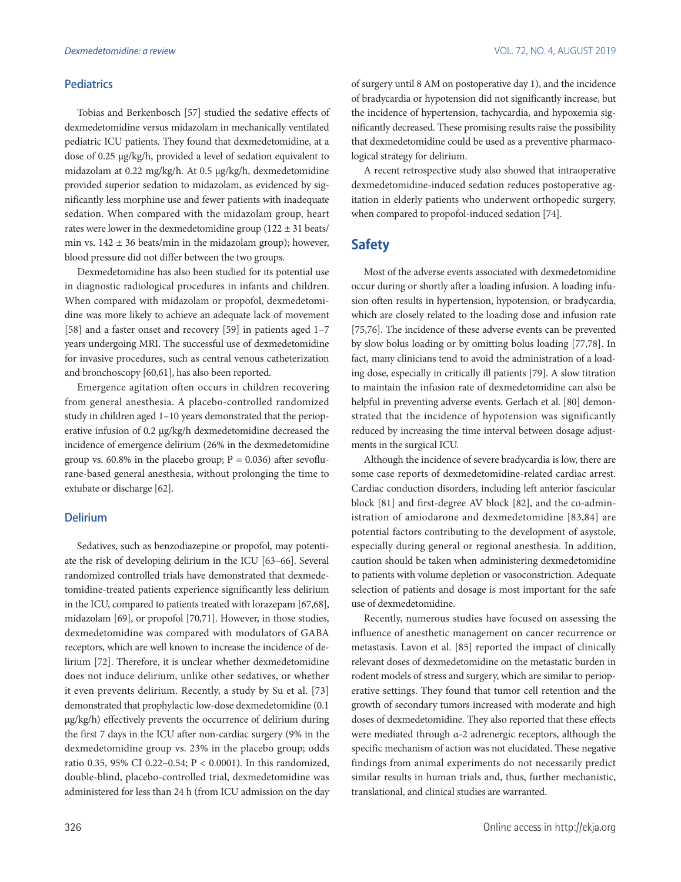### Pediatrics

Tobias and Berkenbosch [57] studied the sedative effects of dexmedetomidine versus midazolam in mechanically ventilated pediatric ICU patients. They found that dexmedetomidine, at a dose of 0.25 μg/kg/h, provided a level of sedation equivalent to midazolam at 0.22 mg/kg/h. At 0.5 μg/kg/h, dexmedetomidine provided superior sedation to midazolam, as evidenced by significantly less morphine use and fewer patients with inadequate sedation. When compared with the midazolam group, heart rates were lower in the dexmedetomidine group (122 ± 31 beats/min vs. 142 ± 36 beats/min in the midazolam group); however, blood pressure did not differ between the two groups.

Dexmedetomidine has also been studied for its potential use in diagnostic radiological procedures in infants and children. When compared with midazolam or propofol, dexmedetomidine was more likely to achieve an adequate lack of movement [58] and a faster onset and recovery [59] in patients aged 1–7 years undergoing MRI. The successful use of dexmedetomidine for invasive procedures, such as central venous catheterization and bronchoscopy [60,61], has also been reported.

Emergence agitation often occurs in children recovering from general anesthesia. A placebo-controlled randomized study in children aged 1–10 years demonstrated that the perioperative infusion of 0.2 μg/kg/h dexmedetomidine decreased the incidence of emergence delirium (26% in the dexmedetomidine group vs. 60.8% in the placebo group; P = 0.036) after sevoflurane-based general anesthesia, without prolonging the time to extubate or discharge [62].

### Delirium

Sedatives, such as benzodiazepine or propofol, may potentiate the risk of developing delirium in the ICU [63–66]. Several randomized controlled trials have demonstrated that dexmedetomidine-treated patients experience significantly less delirium in the ICU, compared to patients treated with lorazepam [67,68], midazolam [69], or propofol [70,71]. However, in those studies, dexmedetomidine was compared with modulators of GABA receptors, which are well known to increase the incidence of delirium [72]. Therefore, it is unclear whether dexmedetomidine does not induce delirium, unlike other sedatives, or whether it even prevents delirium. Recently, a study by Su et al. [73] demonstrated that prophylactic low-dose dexmedetomidine (0.1 μg/kg/h) effectively prevents the occurrence of delirium during the first 7 days in the ICU after non-cardiac surgery (9% in the dexmedetomidine group vs. 23% in the placebo group; odds ratio 0.35, 95% CI 0.22–0.54; P < 0.0001). In this randomized, double-blind, placebo-controlled trial, dexmedetomidine was administered for less than 24 h (from ICU admission on the day of surgery until 8 AM on postoperative day 1), and the incidence of bradycardia or hypotension did not significantly increase, but the incidence of hypertension, tachycardia, and hypoxemia significantly decreased. These promising results raise the possibility that dexmedetomidine could be used as a preventive pharmacological strategy for delirium.

A recent retrospective study also showed that intraoperative dexmedetomidine-induced sedation reduces postoperative agitation in elderly patients who underwent orthopedic surgery, when compared to propofol-induced sedation [74].

## Safety

Most of the adverse events associated with dexmedetomidine occur during or shortly after a loading infusion. A loading infusion often results in hypertension, hypotension, or bradycardia, which are closely related to the loading dose and infusion rate [75,76]. The incidence of these adverse events can be prevented by slow bolus loading or by omitting bolus loading [77,78]. In fact, many clinicians tend to avoid the administration of a loading dose, especially in critically ill patients [79]. A slow titration to maintain the infusion rate of dexmedetomidine can also be helpful in preventing adverse events. Gerlach et al. [80] demonstrated that the incidence of hypotension was significantly reduced by increasing the time interval between dosage adjustments in the surgical ICU.

Although the incidence of severe bradycardia is low, there are some case reports of dexmedetomidine-related cardiac arrest. Cardiac conduction disorders, including left anterior fascicular block [81] and first-degree AV block [82], and the co-administration of amiodarone and dexmedetomidine [83,84] are potential factors contributing to the development of asystole, especially during general or regional anesthesia. In addition, caution should be taken when administering dexmedetomidine to patients with volume depletion or vasoconstriction. Adequate selection of patients and dosage is most important for the safe use of dexmedetomidine.

Recently, numerous studies have focused on assessing the influence of anesthetic management on cancer recurrence or metastasis. Lavon et al. [85] reported the impact of clinically relevant doses of dexmedetomidine on the metastatic burden in rodent models of stress and surgery, which are similar to perioperative settings. They found that tumor cell retention and the growth of secondary tumors increased with moderate and high doses of dexmedetomidine. They also reported that these effects were mediated through α-2 adrenergic receptors, although the specific mechanism of action was not elucidated. These negative findings from animal experiments do not necessarily predict similar results in human trials and, thus, further mechanistic, translational, and clinical studies are warranted.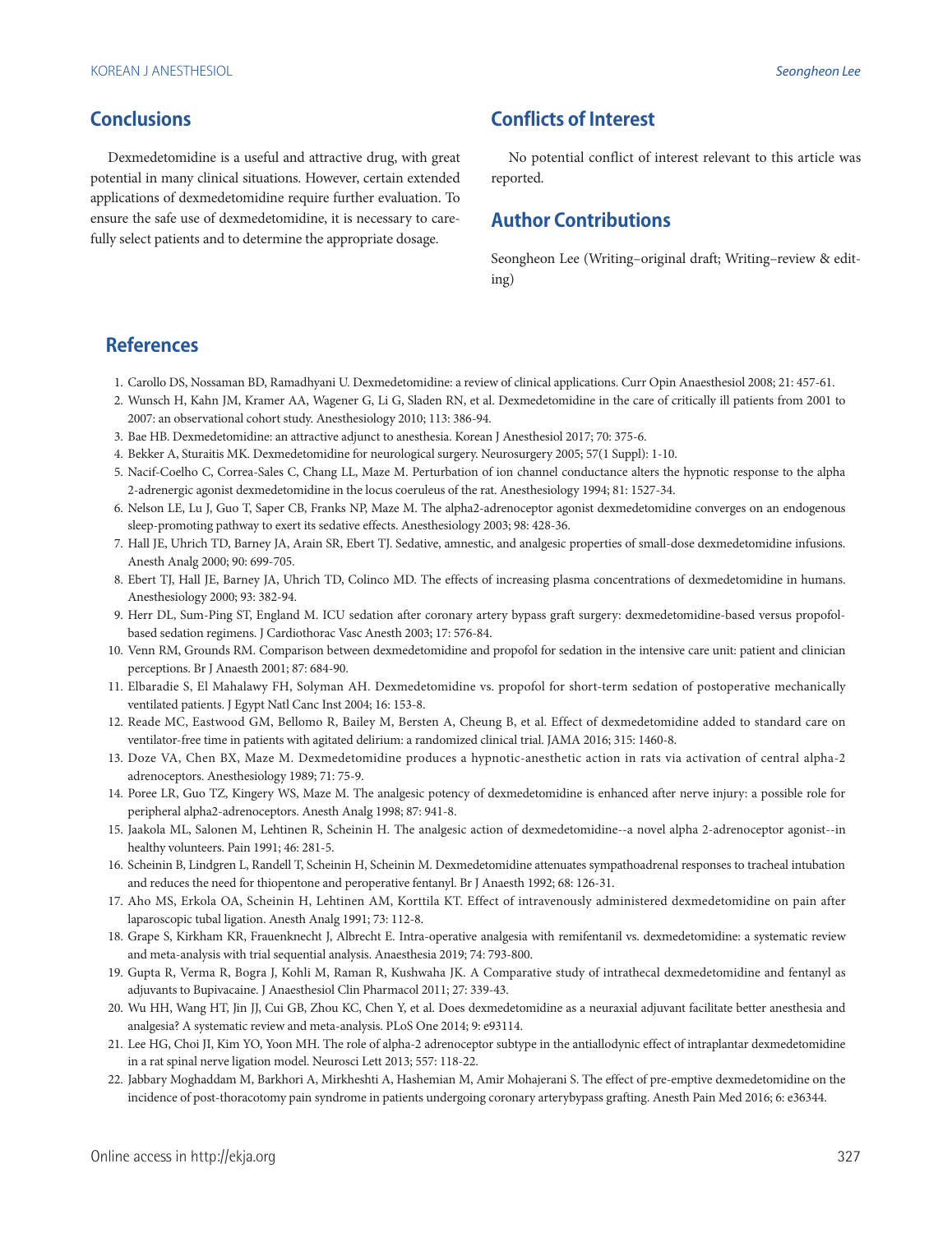## Conclusions

Dexmedetomidine is a useful and attractive drug, with great potential in many clinical situations. However, certain extended applications of dexmedetomidine require further evaluation. To ensure the safe use of dexmedetomidine, it is necessary to carefully select patients and to determine the appropriate dosage.

## Conflicts of Interest

No potential conflict of interest relevant to this article was reported.

## Author Contributions

Seongheon Lee (Writing–original draft; Writing–review & editing)

## References

1. Carollo DS, Nossaman BD, Ramadhyani U. Dexmedetomidine: a review of clinical applications. Curr Opin Anaesthesiol 2008; 21: 457-61.
2. Wunsch H, Kahn JM, Kramer AA, Wagener G, Li G, Sladen RN, et al. Dexmedetomidine in the care of critically ill patients from 2001 to 2007: an observational cohort study. Anesthesiology 2010; 113: 386-94.
3. Bae HB. Dexmedetomidine: an attractive adjunct to anesthesia. Korean J Anesthesiol 2017; 70: 375-6.
4. Bekker A, Sturaitis MK. Dexmedetomidine for neurological surgery. Neurosurgery 2005; 57(1 Suppl): 1-10.
5. Nacif-Coelho C, Correa-Sales C, Chang LL, Maze M. Perturbation of ion channel conductance alters the hypnotic response to the alpha 2-adrenergic agonist dexmedetomidine in the locus coeruleus of the rat. Anesthesiology 1994; 81: 1527-34.
6. Nelson LE, Lu J, Guo T, Saper CB, Franks NP, Maze M. The alpha2-adrenoceptor agonist dexmedetomidine converges on an endogenous sleep-promoting pathway to exert its sedative effects. Anesthesiology 2003; 98: 428-36.
7. Hall JE, Uhrich TD, Barney JA, Arain SR, Ebert TJ. Sedative, amnestic, and analgesic properties of small-dose dexmedetomidine infusions. Anesth Analg 2000; 90: 699-705.
8. Ebert TJ, Hall JE, Barney JA, Uhrich TD, Colinco MD. The effects of increasing plasma concentrations of dexmedetomidine in humans. Anesthesiology 2000; 93: 382-94.
9. Herr DL, Sum-Ping ST, England M. ICU sedation after coronary artery bypass graft surgery: dexmedetomidine-based versus propofol-based sedation regimens. J Cardiothorac Vasc Anesth 2003; 17: 576-84.
10. Venn RM, Grounds RM. Comparison between dexmedetomidine and propofol for sedation in the intensive care unit: patient and clinician perceptions. Br J Anaesth 2001; 87: 684-90.
11. Elbaradie S, El Mahalawy FH, Solyman AH. Dexmedetomidine vs. propofol for short-term sedation of postoperative mechanically ventilated patients. J Egypt Natl Canc Inst 2004; 16: 153-8.
12. Reade MC, Eastwood GM, Bellomo R, Bailey M, Bersten A, Cheung B, et al. Effect of dexmedetomidine added to standard care on ventilator-free time in patients with agitated delirium: a randomized clinical trial. JAMA 2016; 315: 1460-8.
13. Doze VA, Chen BX, Maze M. Dexmedetomidine produces a hypnotic-anesthetic action in rats via activation of central alpha-2 adrenoceptors. Anesthesiology 1989; 71: 75-9.
14. Poree LR, Guo TZ, Kingery WS, Maze M. The analgesic potency of dexmedetomidine is enhanced after nerve injury: a possible role for peripheral alpha2-adrenoceptors. Anesth Analg 1998; 87: 941-8.
15. Jaakola ML, Salonen M, Lehtinen R, Scheinin H. The analgesic action of dexmedetomidine--a novel alpha 2-adrenoceptor agonist--in healthy volunteers. Pain 1991; 46: 281-5.
16. Scheinin B, Lindgren L, Randell T, Scheinin H, Scheinin M. Dexmedetomidine attenuates sympathoadrenal responses to tracheal intubation and reduces the need for thiopentone and peroperative fentanyl. Br J Anaesth 1992; 68: 126-31.
17. Aho MS, Erkola OA, Scheinin H, Lehtinen AM, Korttila KT. Effect of intravenously administered dexmedetomidine on pain after laparoscopic tubal ligation. Anesth Analg 1991; 73: 112-8.
18. Grape S, Kirkham KR, Frauenknecht J, Albrecht E. Intra-operative analgesia with remifentanil vs. dexmedetomidine: a systematic review and meta-analysis with trial sequential analysis. Anaesthesia 2019; 74: 793-800.
19. Gupta R, Verma R, Bogra J, Kohli M, Raman R, Kushwaha JK. A Comparative study of intrathecal dexmedetomidine and fentanyl as adjuvants to Bupivacaine. J Anaesthesiol Clin Pharmacol 2011; 27: 339-43.
20. Wu HH, Wang HT, Jin JJ, Cui GB, Zhou KC, Chen Y, et al. Does dexmedetomidine as a neuraxial adjuvant facilitate better anesthesia and analgesia? A systematic review and meta-analysis. PLoS One 2014; 9: e93114.
21. Lee HG, Choi JI, Kim YO, Yoon MH. The role of alpha-2 adrenoceptor subtype in the antiallodynic effect of intraplantar dexmedetomidine in a rat spinal nerve ligation model. Neurosci Lett 2013; 557: 118-22.
22. Jabbary Moghaddam M, Barkhori A, Mirkheshti A, Hashemian M, Amir Mohajerani S. The effect of pre-emptive dexmedetomidine on the incidence of post-thoracotomy pain syndrome in patients undergoing coronary arterybypass grafting. Anesth Pain Med 2016; 6: e36344.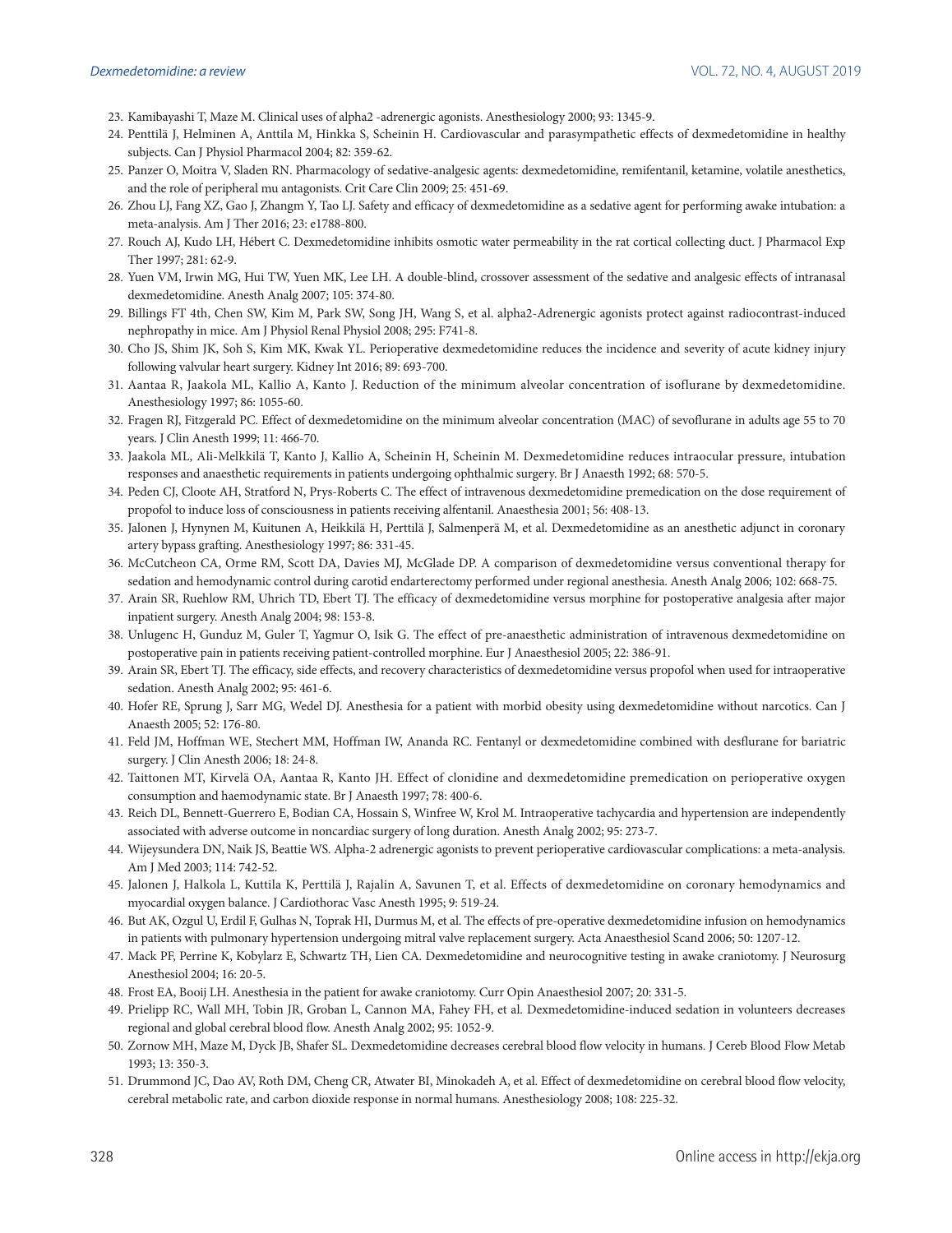23. Kamibayashi T, Maze M. Clinical uses of alpha2 -adrenergic agonists. Anesthesiology 2000; 93: 1345-9.
24. Penttilä J, Helminen A, Anttila M, Hinkka S, Scheinin H. Cardiovascular and parasympathetic effects of dexmedetomidine in healthy subjects. Can J Physiol Pharmacol 2004; 82: 359-62.
25. Panzer O, Moitra V, Sladen RN. Pharmacology of sedative-analgesic agents: dexmedetomidine, remifentanil, ketamine, volatile anesthetics, and the role of peripheral mu antagonists. Crit Care Clin 2009; 25: 451-69.
26. Zhou LJ, Fang XZ, Gao J, Zhangm Y, Tao LJ. Safety and efficacy of dexmedetomidine as a sedative agent for performing awake intubation: a meta-analysis. Am J Ther 2016; 23: e1788-800.
27. Rouch AJ, Kudo LH, Hébert C. Dexmedetomidine inhibits osmotic water permeability in the rat cortical collecting duct. J Pharmacol Exp Ther 1997; 281: 62-9.
28. Yuen VM, Irwin MG, Hui TW, Yuen MK, Lee LH. A double-blind, crossover assessment of the sedative and analgesic effects of intranasal dexmedetomidine. Anesth Analg 2007; 105: 374-80.
29. Billings FT 4th, Chen SW, Kim M, Park SW, Song JH, Wang S, et al. alpha2-Adrenergic agonists protect against radiocontrast-induced nephropathy in mice. Am J Physiol Renal Physiol 2008; 295: F741-8.
30. Cho JS, Shim JK, Soh S, Kim MK, Kwak YL. Perioperative dexmedetomidine reduces the incidence and severity of acute kidney injury following valvular heart surgery. Kidney Int 2016; 89: 693-700.
31. Aantaa R, Jaakola ML, Kallio A, Kanto J. Reduction of the minimum alveolar concentration of isoflurane by dexmedetomidine. Anesthesiology 1997; 86: 1055-60.
32. Fragen RJ, Fitzgerald PC. Effect of dexmedetomidine on the minimum alveolar concentration (MAC) of sevoflurane in adults age 55 to 70 years. J Clin Anesth 1999; 11: 466-70.
33. Jaakola ML, Ali-Melkkilä T, Kanto J, Kallio A, Scheinin H, Scheinin M. Dexmedetomidine reduces intraocular pressure, intubation responses and anaesthetic requirements in patients undergoing ophthalmic surgery. Br J Anaesth 1992; 68: 570-5.
34. Peden CJ, Cloote AH, Stratford N, Prys-Roberts C. The effect of intravenous dexmedetomidine premedication on the dose requirement of propofol to induce loss of consciousness in patients receiving alfentanil. Anaesthesia 2001; 56: 408-13.
35. Jalonen J, Hynynen M, Kuitunen A, Heikkilä H, Perttilä J, Salmenperä M, et al. Dexmedetomidine as an anesthetic adjunct in coronary artery bypass grafting. Anesthesiology 1997; 86: 331-45.
36. McCutcheon CA, Orme RM, Scott DA, Davies MJ, McGlade DP. A comparison of dexmedetomidine versus conventional therapy for sedation and hemodynamic control during carotid endarterectomy performed under regional anesthesia. Anesth Analg 2006; 102: 668-75.
37. Arain SR, Ruehlow RM, Uhrich TD, Ebert TJ. The efficacy of dexmedetomidine versus morphine for postoperative analgesia after major inpatient surgery. Anesth Analg 2004; 98: 153-8.
38. Unlugenc H, Gunduz M, Guler T, Yagmur O, Isik G. The effect of pre-anaesthetic administration of intravenous dexmedetomidine on postoperative pain in patients receiving patient-controlled morphine. Eur J Anaesthesiol 2005; 22: 386-91.
39. Arain SR, Ebert TJ. The efficacy, side effects, and recovery characteristics of dexmedetomidine versus propofol when used for intraoperative sedation. Anesth Analg 2002; 95: 461-6.
40. Hofer RE, Sprung J, Sarr MG, Wedel DJ. Anesthesia for a patient with morbid obesity using dexmedetomidine without narcotics. Can J Anaesth 2005; 52: 176-80.
41. Feld JM, Hoffman WE, Stechert MM, Hoffman IW, Ananda RC. Fentanyl or dexmedetomidine combined with desflurane for bariatric surgery. J Clin Anesth 2006; 18: 24-8.
42. Taittonen MT, Kirvelä OA, Aantaa R, Kanto JH. Effect of clonidine and dexmedetomidine premedication on perioperative oxygen consumption and haemodynamic state. Br J Anaesth 1997; 78: 400-6.
43. Reich DL, Bennett-Guerrero E, Bodian CA, Hossain S, Winfree W, Krol M. Intraoperative tachycardia and hypertension are independently associated with adverse outcome in noncardiac surgery of long duration. Anesth Analg 2002; 95: 273-7.
44. Wijeysundera DN, Naik JS, Beattie WS. Alpha-2 adrenergic agonists to prevent perioperative cardiovascular complications: a meta-analysis. Am J Med 2003; 114: 742-52.
45. Jalonen J, Halkola L, Kuttila K, Perttilä J, Rajalin A, Savunen T, et al. Effects of dexmedetomidine on coronary hemodynamics and myocardial oxygen balance. J Cardiothorac Vasc Anesth 1995; 9: 519-24.
46. But AK, Ozgul U, Erdil F, Gulhas N, Toprak HI, Durmus M, et al. The effects of pre-operative dexmedetomidine infusion on hemodynamics in patients with pulmonary hypertension undergoing mitral valve replacement surgery. Acta Anaesthesiol Scand 2006; 50: 1207-12.
47. Mack PF, Perrine K, Kobylarz E, Schwartz TH, Lien CA. Dexmedetomidine and neurocognitive testing in awake craniotomy. J Neurosurg Anesthesiol 2004; 16: 20-5.
48. Frost EA, Booij LH. Anesthesia in the patient for awake craniotomy. Curr Opin Anaesthesiol 2007; 20: 331-5.
49. Prielipp RC, Wall MH, Tobin JR, Groban L, Cannon MA, Fahey FH, et al. Dexmedetomidine-induced sedation in volunteers decreases regional and global cerebral blood flow. Anesth Analg 2002; 95: 1052-9.
50. Zornow MH, Maze M, Dyck JB, Shafer SL. Dexmedetomidine decreases cerebral blood flow velocity in humans. J Cereb Blood Flow Metab 1993; 13: 350-3.
51. Drummond JC, Dao AV, Roth DM, Cheng CR, Atwater BI, Minokadeh A, et al. Effect of dexmedetomidine on cerebral blood flow velocity, cerebral metabolic rate, and carbon dioxide response in normal humans. Anesthesiology 2008; 108: 225-32.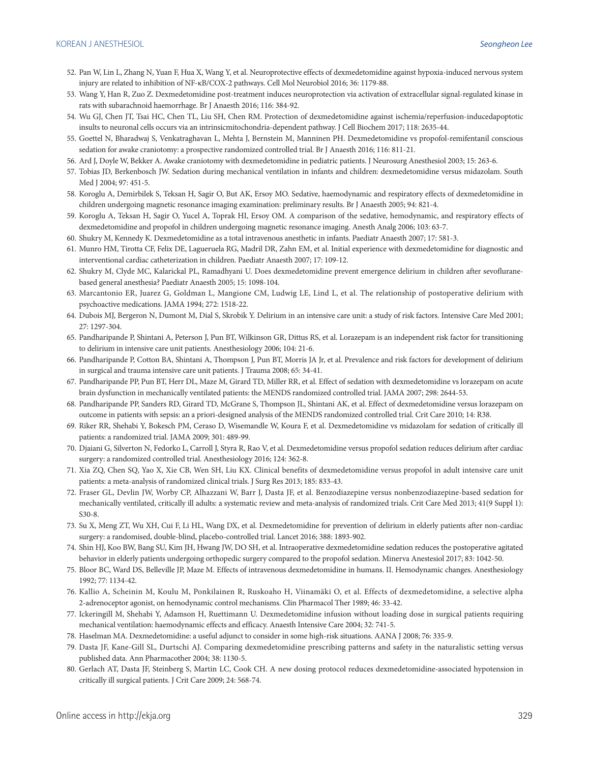52. Pan W, Lin L, Zhang N, Yuan F, Hua X, Wang Y, et al. Neuroprotective effects of dexmedetomidine against hypoxia-induced nervous system injury are related to inhibition of NF-κB/COX-2 pathways. Cell Mol Neurobiol 2016; 36: 1179-88.
53. Wang Y, Han R, Zuo Z. Dexmedetomidine post-treatment induces neuroprotection via activation of extracellular signal-regulated kinase in rats with subarachnoid haemorrhage. Br J Anaesth 2016; 116: 384-92.
54. Wu GJ, Chen JT, Tsai HC, Chen TL, Liu SH, Chen RM. Protection of dexmedetomidine against ischemia/reperfusion-inducedapoptotic insults to neuronal cells occurs via an intrinsicmitochondria-dependent pathway. J Cell Biochem 2017; 118: 2635-44.
55. Goettel N, Bharadwaj S, Venkatraghavan L, Mehta J, Bernstein M, Manninen PH. Dexmedetomidine vs propofol-remifentanil conscious sedation for awake craniotomy: a prospective randomized controlled trial. Br J Anaesth 2016; 116: 811-21.
56. Ard J, Doyle W, Bekker A. Awake craniotomy with dexmedetomidine in pediatric patients. J Neurosurg Anesthesiol 2003; 15: 263-6.
57. Tobias JD, Berkenbosch JW. Sedation during mechanical ventilation in infants and children: dexmedetomidine versus midazolam. South Med J 2004; 97: 451-5.
58. Koroglu A, Demirbilek S, Teksan H, Sagir O, But AK, Ersoy MO. Sedative, haemodynamic and respiratory effects of dexmedetomidine in children undergoing magnetic resonance imaging examination: preliminary results. Br J Anaesth 2005; 94: 821-4.
59. Koroglu A, Teksan H, Sagir O, Yucel A, Toprak HI, Ersoy OM. A comparison of the sedative, hemodynamic, and respiratory effects of dexmedetomidine and propofol in children undergoing magnetic resonance imaging. Anesth Analg 2006; 103: 63-7.
60. Shukry M, Kennedy K. Dexmedetomidine as a total intravenous anesthetic in infants. Paediatr Anaesth 2007; 17: 581-3.
61. Munro HM, Tirotta CF, Felix DE, Lagueruela RG, Madril DR, Zahn EM, et al. Initial experience with dexmedetomidine for diagnostic and interventional cardiac catheterization in children. Paediatr Anaesth 2007; 17: 109-12.
62. Shukry M, Clyde MC, Kalarickal PL, Ramadhyani U. Does dexmedetomidine prevent emergence delirium in children after sevoflurane-based general anesthesia? Paediatr Anaesth 2005; 15: 1098-104.
63. Marcantonio ER, Juarez G, Goldman L, Mangione CM, Ludwig LE, Lind L, et al. The relationship of postoperative delirium with psychoactive medications. JAMA 1994; 272: 1518-22.
64. Dubois MJ, Bergeron N, Dumont M, Dial S, Skrobik Y. Delirium in an intensive care unit: a study of risk factors. Intensive Care Med 2001; 27: 1297-304.
65. Pandharipande P, Shintani A, Peterson J, Pun BT, Wilkinson GR, Dittus RS, et al. Lorazepam is an independent risk factor for transitioning to delirium in intensive care unit patients. Anesthesiology 2006; 104: 21-6.
66. Pandharipande P, Cotton BA, Shintani A, Thompson J, Pun BT, Morris JA Jr, et al. Prevalence and risk factors for development of delirium in surgical and trauma intensive care unit patients. J Trauma 2008; 65: 34-41.
67. Pandharipande PP, Pun BT, Herr DL, Maze M, Girard TD, Miller RR, et al. Effect of sedation with dexmedetomidine vs lorazepam on acute brain dysfunction in mechanically ventilated patients: the MENDS randomized controlled trial. JAMA 2007; 298: 2644-53.
68. Pandharipande PP, Sanders RD, Girard TD, McGrane S, Thompson JL, Shintani AK, et al. Effect of dexmedetomidine versus lorazepam on outcome in patients with sepsis: an a priori-designed analysis of the MENDS randomized controlled trial. Crit Care 2010; 14: R38.
69. Riker RR, Shehabi Y, Bokesch PM, Ceraso D, Wisemandle W, Koura F, et al. Dexmedetomidine vs midazolam for sedation of critically ill patients: a randomized trial. JAMA 2009; 301: 489-99.
70. Djaiani G, Silverton N, Fedorko L, Carroll J, Styra R, Rao V, et al. Dexmedetomidine versus propofol sedation reduces delirium after cardiac surgery: a randomized controlled trial. Anesthesiology 2016; 124: 362-8.
71. Xia ZQ, Chen SQ, Yao X, Xie CB, Wen SH, Liu KX. Clinical benefits of dexmedetomidine versus propofol in adult intensive care unit patients: a meta-analysis of randomized clinical trials. J Surg Res 2013; 185: 833-43.
72. Fraser GL, Devlin JW, Worby CP, Alhazzani W, Barr J, Dasta JF, et al. Benzodiazepine versus nonbenzodiazepine-based sedation for mechanically ventilated, critically ill adults: a systematic review and meta-analysis of randomized trials. Crit Care Med 2013; 41(9 Suppl 1): S30-8.
73. Su X, Meng ZT, Wu XH, Cui F, Li HL, Wang DX, et al. Dexmedetomidine for prevention of delirium in elderly patients after non-cardiac surgery: a randomised, double-blind, placebo-controlled trial. Lancet 2016; 388: 1893-902.
74. Shin HJ, Koo BW, Bang SU, Kim JH, Hwang JW, DO SH, et al. Intraoperative dexmedetomidine sedation reduces the postoperative agitated behavior in elderly patients undergoing orthopedic surgery compared to the propofol sedation. Minerva Anestesiol 2017; 83: 1042-50.
75. Bloor BC, Ward DS, Belleville JP, Maze M. Effects of intravenous dexmedetomidine in humans. II. Hemodynamic changes. Anesthesiology 1992; 77: 1134-42.
76. Kallio A, Scheinin M, Koulu M, Ponkilainen R, Ruskoaho H, Viinamäki O, et al. Effects of dexmedetomidine, a selective alpha 2-adrenoceptor agonist, on hemodynamic control mechanisms. Clin Pharmacol Ther 1989; 46: 33-42.
77. Ickeringill M, Shehabi Y, Adamson H, Ruettimann U. Dexmedetomidine infusion without loading dose in surgical patients requiring mechanical ventilation: haemodynamic effects and efficacy. Anaesth Intensive Care 2004; 32: 741-5.
78. Haselman MA. Dexmedetomidine: a useful adjunct to consider in some high-risk situations. AANA J 2008; 76: 335-9.
79. Dasta JF, Kane-Gill SL, Durtschi AJ. Comparing dexmedetomidine prescribing patterns and safety in the naturalistic setting versus published data. Ann Pharmacother 2004; 38: 1130-5.
80. Gerlach AT, Dasta JF, Steinberg S, Martin LC, Cook CH. A new dosing protocol reduces dexmedetomidine-associated hypotension in critically ill surgical patients. J Crit Care 2009; 24: 568-74.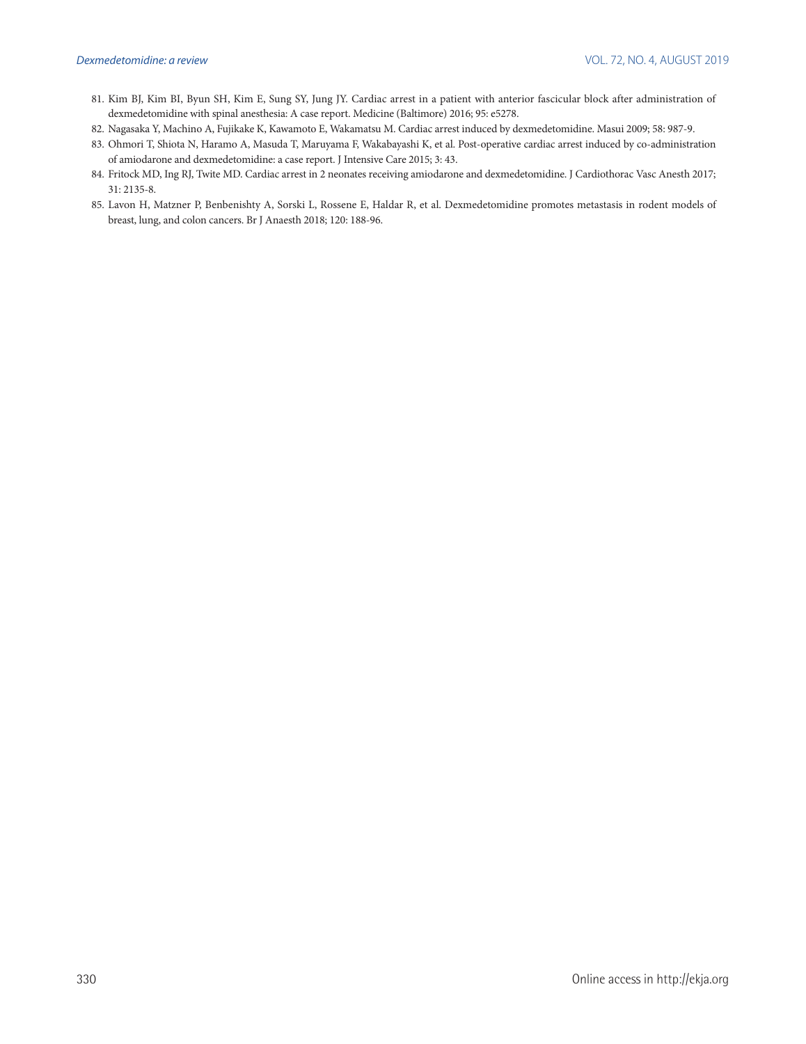81. Kim BJ, Kim BI, Byun SH, Kim E, Sung SY, Jung JY. Cardiac arrest in a patient with anterior fascicular block after administration of dexmedetomidine with spinal anesthesia: A case report. Medicine (Baltimore) 2016; 95: e5278.
82. Nagasaka Y, Machino A, Fujikake K, Kawamoto E, Wakamatsu M. Cardiac arrest induced by dexmedetomidine. Masui 2009; 58: 987-9.
83. Ohmori T, Shiota N, Haramo A, Masuda T, Maruyama F, Wakabayashi K, et al. Post-operative cardiac arrest induced by co-administration of amiodarone and dexmedetomidine: a case report. J Intensive Care 2015; 3: 43.
84. Fritock MD, Ing RJ, Twite MD. Cardiac arrest in 2 neonates receiving amiodarone and dexmedetomidine. J Cardiothorac Vasc Anesth 2017; 31: 2135-8.
85. Lavon H, Matzner P, Benbenishty A, Sorski L, Rossene E, Haldar R, et al. Dexmedetomidine promotes metastasis in rodent models of breast, lung, and colon cancers. Br J Anaesth 2018; 120: 188-96.